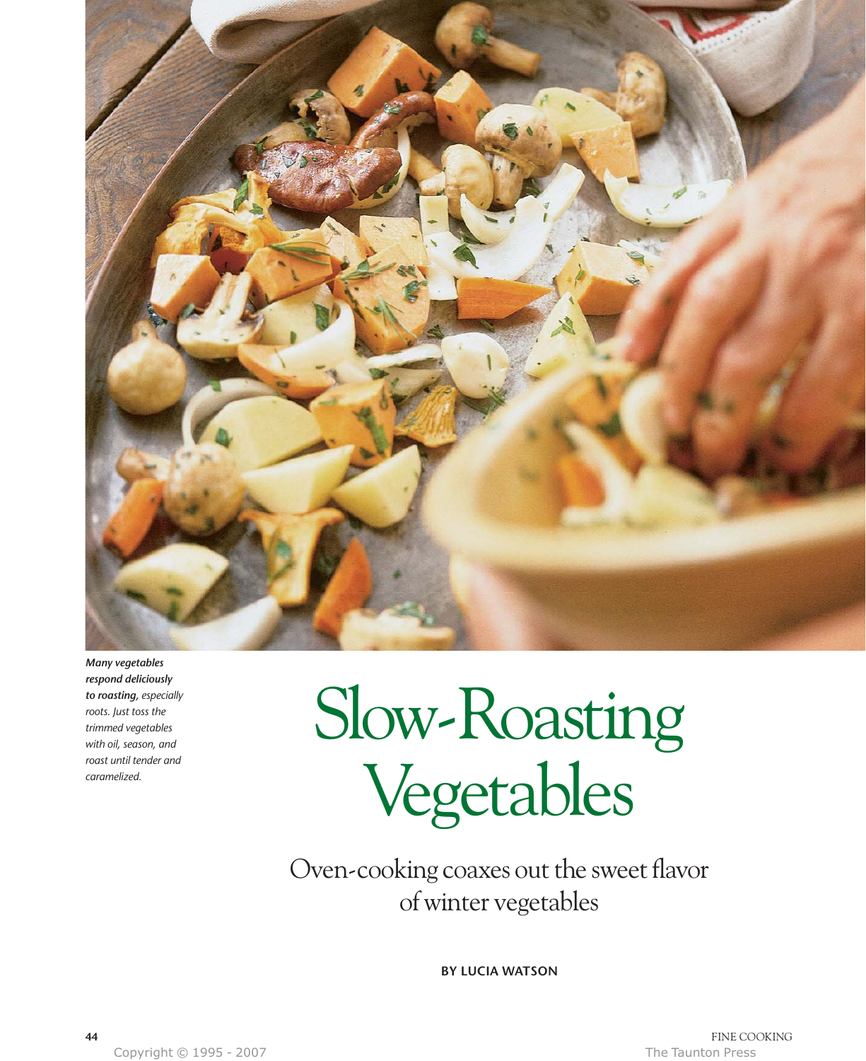***Many vegetables respond deliciously to roasting,*** *especially roots. Just toss the trimmed vegetables with oil, season, and roast until tender and caramelized.*

# Slow-Roasting Vegetables

## Oven-cooking coaxes out the sweet flavor of winter vegetables

**BY LUCIA WATSON**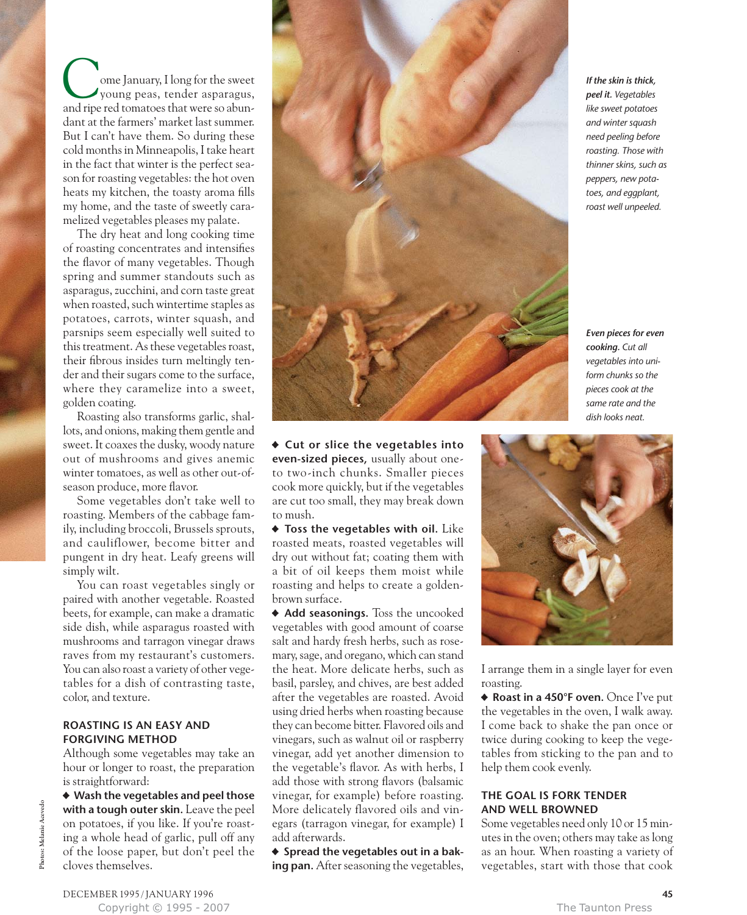Come January, I long for the sweet young peas, tender asparagus, and ripe red tomatoes that were so abundant at the farmers' market last summer. But I can't have them. So during these cold months in Minneapolis, I take heart in the fact that winter is the perfect season for roasting vegetables: the hot oven heats my kitchen, the toasty aroma fills my home, and the taste of sweetly caramelized vegetables pleases my palate.

The dry heat and long cooking time of roasting concentrates and intensifies the flavor of many vegetables. Though spring and summer standouts such as asparagus, zucchini, and corn taste great when roasted, such wintertime staples as potatoes, carrots, winter squash, and parsnips seem especially well suited to this treatment. As these vegetables roast, their fibrous insides turn meltingly tender and their sugars come to the surface, where they caramelize into a sweet, golden coating.

Roasting also transforms garlic, shallots, and onions, making them gentle and sweet. It coaxes the dusky, woody nature out of mushrooms and gives anemic winter tomatoes, as well as other out-of-season produce, more flavor.

Some vegetables don't take well to roasting. Members of the cabbage family, including broccoli, Brussels sprouts, and cauliflower, become bitter and pungent in dry heat. Leafy greens will simply wilt.

You can roast vegetables singly or paired with another vegetable. Roasted beets, for example, can make a dramatic side dish, while asparagus roasted with mushrooms and tarragon vinegar draws raves from my restaurant's customers. You can also roast a variety of other vegetables for a dish of contrasting taste, color, and texture.

## ROASTING IS AN EASY AND FORGIVING METHOD

Although some vegetables may take an hour or longer to roast, the preparation is straightforward:

◆ **Wash the vegetables and peel those with a tough outer skin.** Leave the peel on potatoes, if you like. If you're roasting a whole head of garlic, pull off any of the loose paper, but don't peel the cloves themselves.

◆ **Cut or slice the vegetables into even-sized pieces,** usually about one- to two-inch chunks. Smaller pieces cook more quickly, but if the vegetables are cut too small, they may break down to mush.

◆ **Toss the vegetables with oil.** Like roasted meats, roasted vegetables will dry out without fat; coating them with a bit of oil keeps them moist while roasting and helps to create a golden-brown surface.

◆ **Add seasonings.** Toss the uncooked vegetables with good amount of coarse salt and hardy fresh herbs, such as rosemary, sage, and oregano, which can stand the heat. More delicate herbs, such as basil, parsley, and chives, are best added after the vegetables are roasted. Avoid using dried herbs when roasting because they can become bitter. Flavored oils and vinegars, such as walnut oil or raspberry vinegar, add yet another dimension to the vegetable's flavor. As with herbs, I add those with strong flavors (balsamic vinegar, for example) before roasting. More delicately flavored oils and vinegars (tarragon vinegar, for example) I add afterwards.

◆ **Spread the vegetables out in a baking pan.** After seasoning the vegetables, I arrange them in a single layer for even roasting.

◆ **Roast in a 450°F oven.** Once I've put the vegetables in the oven, I walk away. I come back to shake the pan once or twice during cooking to keep the vegetables from sticking to the pan and to help them cook evenly.

## THE GOAL IS FORK TENDER AND WELL BROWNED

Some vegetables need only 10 or 15 minutes in the oven; others may take as long as an hour. When roasting a variety of vegetables, start with those that cook

***If the skin is thick, peel it.*** *Vegetables like sweet potatoes and winter squash need peeling before roasting. Those with thinner skins, such as peppers, new potatoes, and eggplant, roast well unpeeled.*

***Even pieces for even cooking.*** *Cut all vegetables into uniform chunks so the pieces cook at the same rate and the dish looks neat.*

Photos: Melanie Acevedo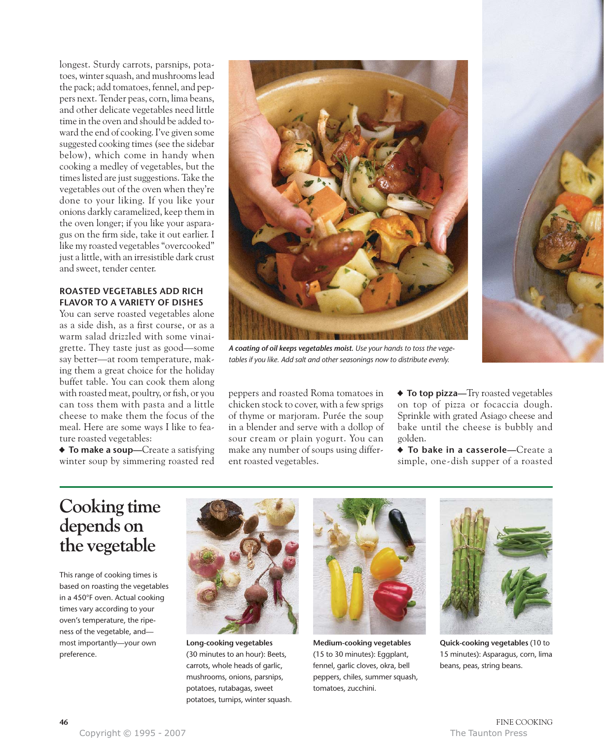longest. Sturdy carrots, parsnips, potatoes, winter squash, and mushrooms lead the pack; add tomatoes, fennel, and peppers next. Tender peas, corn, lima beans, and other delicate vegetables need little time in the oven and should be added toward the end of cooking. I've given some suggested cooking times (see the sidebar below), which come in handy when cooking a medley of vegetables, but the times listed are just suggestions. Take the vegetables out of the oven when they're done to your liking. If you like your onions darkly caramelized, keep them in the oven longer; if you like your asparagus on the firm side, take it out earlier. I like my roasted vegetables "overcooked" just a little, with an irresistible dark crust and sweet, tender center.

*__A coating of oil keeps vegetables moist.__ Use your hands to toss the vegetables if you like. Add salt and other seasonings now to distribute evenly.*

### ROASTED VEGETABLES ADD RICH FLAVOR TO A VARIETY OF DISHES

You can serve roasted vegetables alone as a side dish, as a first course, or as a warm salad drizzled with some vinaigrette. They taste just as good—some say better—at room temperature, making them a great choice for the holiday buffet table. You can cook them along with roasted meat, poultry, or fish, or you can toss them with pasta and a little cheese to make them the focus of the meal. Here are some ways I like to feature roasted vegetables:

- **To make a soup**—Create a satisfying winter soup by simmering roasted red peppers and roasted Roma tomatoes in chicken stock to cover, with a few sprigs of thyme or marjoram. Purée the soup in a blender and serve with a dollop of sour cream or plain yogurt. You can make any number of soups using different roasted vegetables.
- **To top pizza**—Try roasted vegetables on top of pizza or focaccia dough. Sprinkle with grated Asiago cheese and bake until the cheese is bubbly and golden.
- **To bake in a casserole**—Create a simple, one-dish supper of a roasted

## Cooking time depends on the vegetable

This range of cooking times is based on roasting the vegetables in a 450°F oven. Actual cooking times vary according to your oven's temperature, the ripeness of the vegetable, and—most importantly—your own preference.

**Long-cooking vegetables** (30 minutes to an hour): Beets, carrots, whole heads of garlic, mushrooms, onions, parsnips, potatoes, rutabagas, sweet potatoes, turnips, winter squash.

**Medium-cooking vegetables** (15 to 30 minutes): Eggplant, fennel, garlic cloves, okra, bell peppers, chiles, summer squash, tomatoes, zucchini.

**Quick-cooking vegetables** (10 to 15 minutes): Asparagus, corn, lima beans, peas, string beans.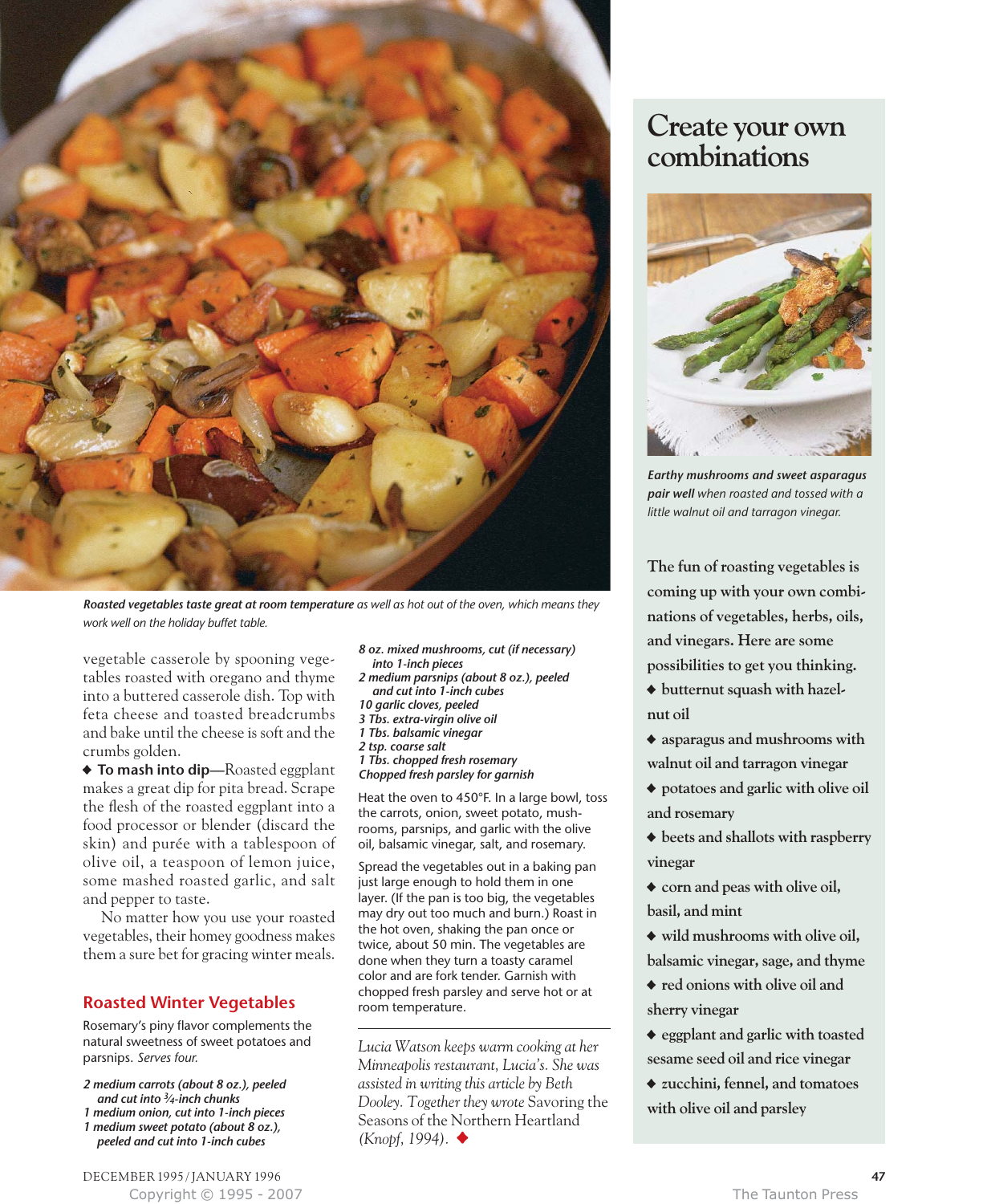*Roasted vegetables taste great at room temperature* as well as hot out of the oven, which means they work well on the holiday buffet table.

vegetable casserole by spooning vegetables roasted with oregano and thyme into a buttered casserole dish. Top with feta cheese and toasted breadcrumbs and bake until the cheese is soft and the crumbs golden.

◆ **To mash into dip**—Roasted eggplant makes a great dip for pita bread. Scrape the flesh of the roasted eggplant into a food processor or blender (discard the skin) and purée with a tablespoon of olive oil, a teaspoon of lemon juice, some mashed roasted garlic, and salt and pepper to taste.

No matter how you use your roasted vegetables, their homey goodness makes them a sure bet for gracing winter meals.

## Roasted Winter Vegetables

Rosemary's piny flavor complements the natural sweetness of sweet potatoes and parsnips. *Serves four.*

***2 medium carrots (about 8 oz.), peeled and cut into ¾-inch chunks***
***1 medium onion, cut into 1-inch pieces***
***1 medium sweet potato (about 8 oz.), peeled and cut into 1-inch cubes***
***8 oz. mixed mushrooms, cut (if necessary) into 1-inch pieces***
***2 medium parsnips (about 8 oz.), peeled and cut into 1-inch cubes***
***10 garlic cloves, peeled***
***3 Tbs. extra-virgin olive oil***
***1 Tbs. balsamic vinegar***
***2 tsp. coarse salt***
***1 Tbs. chopped fresh rosemary***
***Chopped fresh parsley for garnish***

Heat the oven to 450°F. In a large bowl, toss the carrots, onion, sweet potato, mushrooms, parsnips, and garlic with the olive oil, balsamic vinegar, salt, and rosemary.

Spread the vegetables out in a baking pan just large enough to hold them in one layer. (If the pan is too big, the vegetables may dry out too much and burn.) Roast in the hot oven, shaking the pan once or twice, about 50 min. The vegetables are done when they turn a toasty caramel color and are fork tender. Garnish with chopped fresh parsley and serve hot or at room temperature.

---

*Lucia Watson keeps warm cooking at her Minneapolis restaurant, Lucia's. She was assisted in writing this article by Beth Dooley. Together they wrote* Savoring the Seasons of the Northern Heartland *(Knopf, 1994).* ◆

## Create your own combinations

***Earthy mushrooms and sweet asparagus pair well*** *when roasted and tossed with a little walnut oil and tarragon vinegar.*

**The fun of roasting vegetables is coming up with your own combinations of vegetables, herbs, oils, and vinegars. Here are some possibilities to get you thinking.**

- **butternut squash with hazelnut oil**
- **asparagus and mushrooms with walnut oil and tarragon vinegar**
- **potatoes and garlic with olive oil and rosemary**
- **beets and shallots with raspberry vinegar**
- **corn and peas with olive oil, basil, and mint**
- **wild mushrooms with olive oil, balsamic vinegar, sage, and thyme**
- **red onions with olive oil and sherry vinegar**
- **eggplant and garlic with toasted sesame seed oil and rice vinegar**
- **zucchini, fennel, and tomatoes with olive oil and parsley**